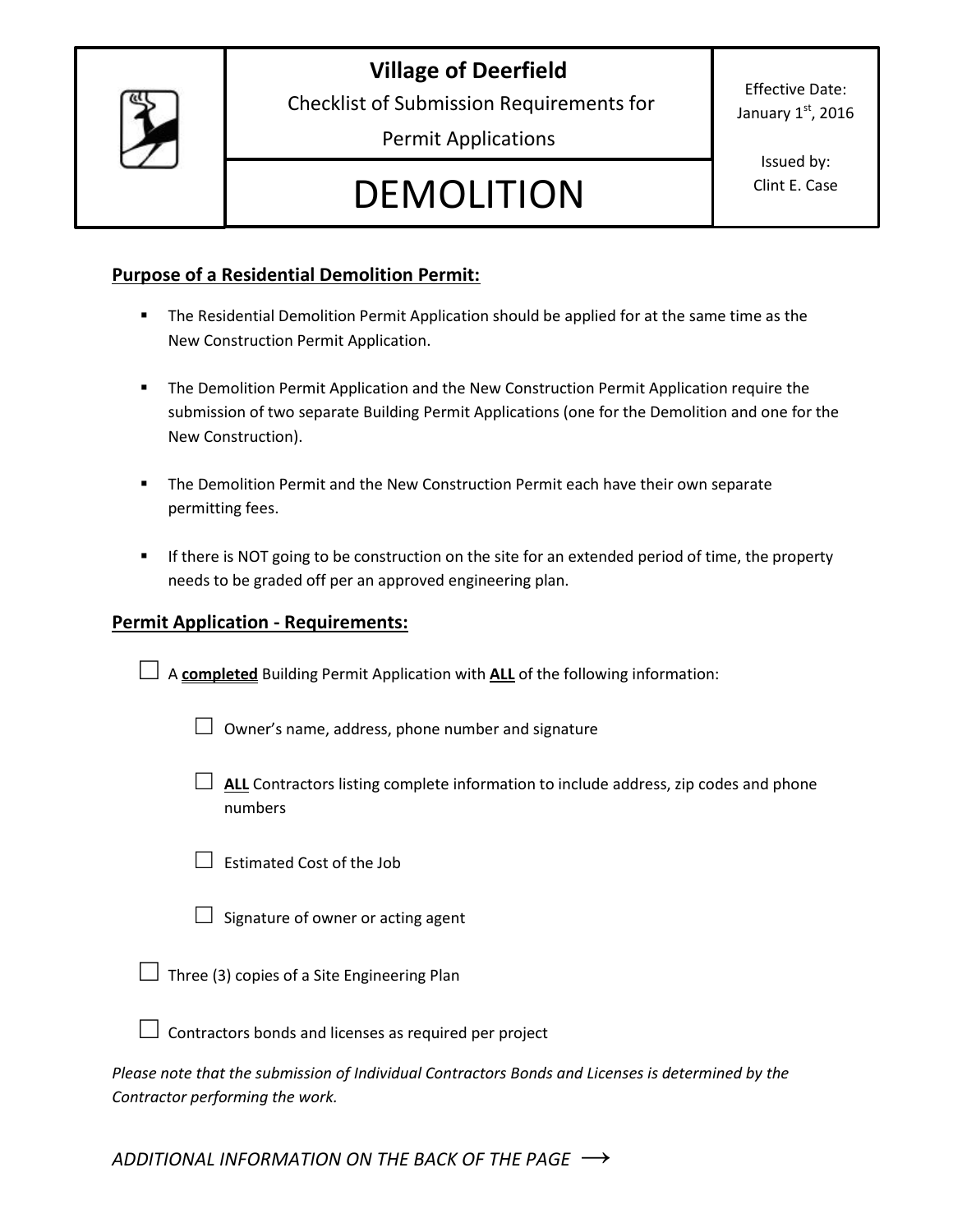| | | |
|---|---|---|
| | **Village of Deerfield**<br>Checklist of Submission Requirements for Permit Applications | Effective Date: January 1st, 2016 |
| | DEMOLITION | Issued by: Clint E. Case |

## Purpose of a Residential Demolition Permit:

- The Residential Demolition Permit Application should be applied for at the same time as the New Construction Permit Application.
- The Demolition Permit Application and the New Construction Permit Application require the submission of two separate Building Permit Applications (one for the Demolition and one for the New Construction).
- The Demolition Permit and the New Construction Permit each have their own separate permitting fees.
- If there is NOT going to be construction on the site for an extended period of time, the property needs to be graded off per an approved engineering plan.

## Permit Application - Requirements:

- ☐ A **completed** Building Permit Application with **ALL** of the following information:
  - ☐ Owner's name, address, phone number and signature
  - ☐ **ALL** Contractors listing complete information to include address, zip codes and phone numbers
  - ☐ Estimated Cost of the Job
  - ☐ Signature of owner or acting agent
- ☐ Three (3) copies of a Site Engineering Plan
- ☐ Contractors bonds and licenses as required per project

*Please note that the submission of Individual Contractors Bonds and Licenses is determined by the Contractor performing the work.*

*ADDITIONAL INFORMATION ON THE BACK OF THE PAGE* ⟶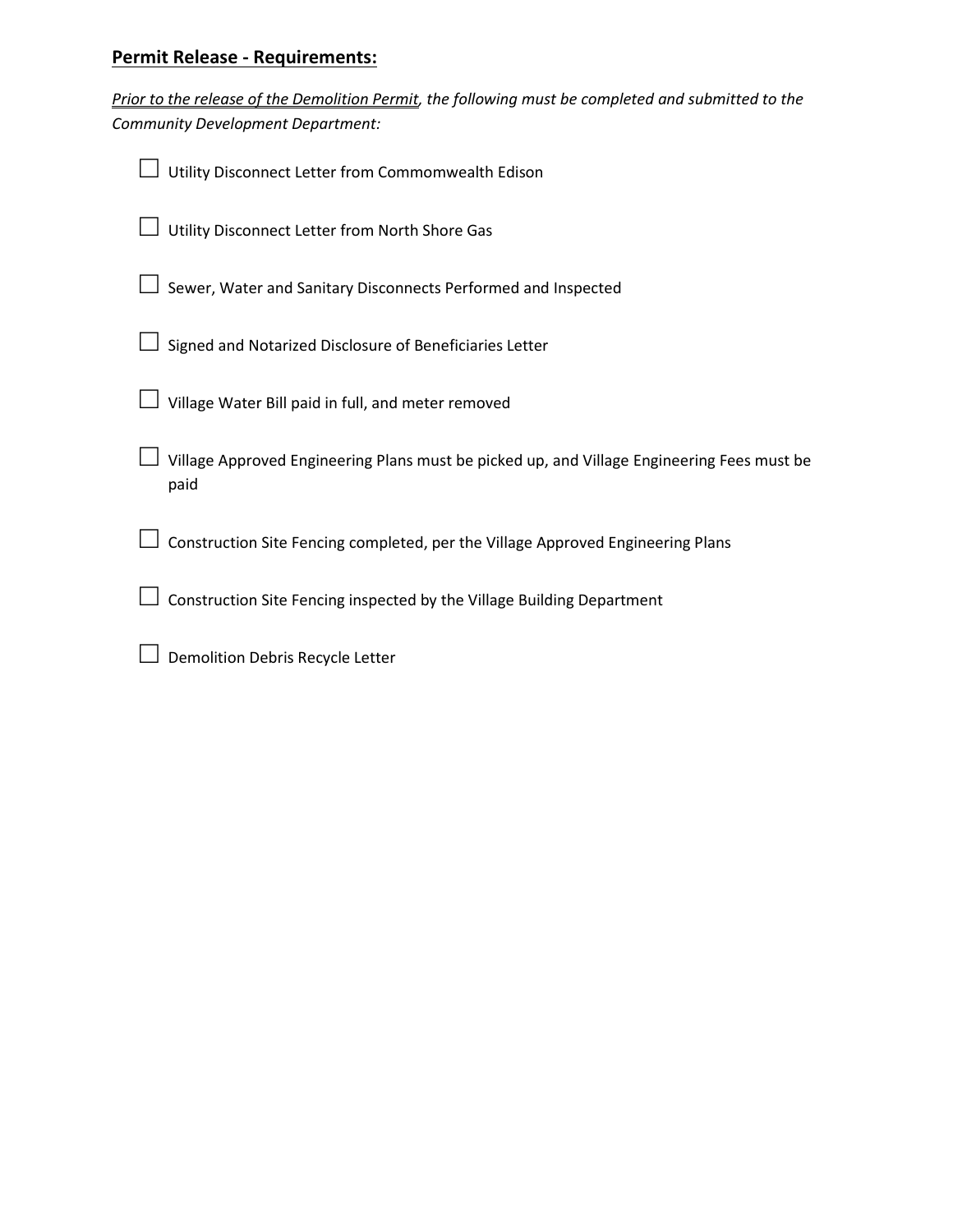## **Permit Release - Requirements:**

*Prior to the release of the Demolition Permit, the following must be completed and submitted to the Community Development Department:*

- ☐ Utility Disconnect Letter from Commomwealth Edison
- ☐ Utility Disconnect Letter from North Shore Gas
- ☐ Sewer, Water and Sanitary Disconnects Performed and Inspected
- ☐ Signed and Notarized Disclosure of Beneficiaries Letter
- ☐ Village Water Bill paid in full, and meter removed
- ☐ Village Approved Engineering Plans must be picked up, and Village Engineering Fees must be paid
- ☐ Construction Site Fencing completed, per the Village Approved Engineering Plans
- ☐ Construction Site Fencing inspected by the Village Building Department
- ☐ Demolition Debris Recycle Letter